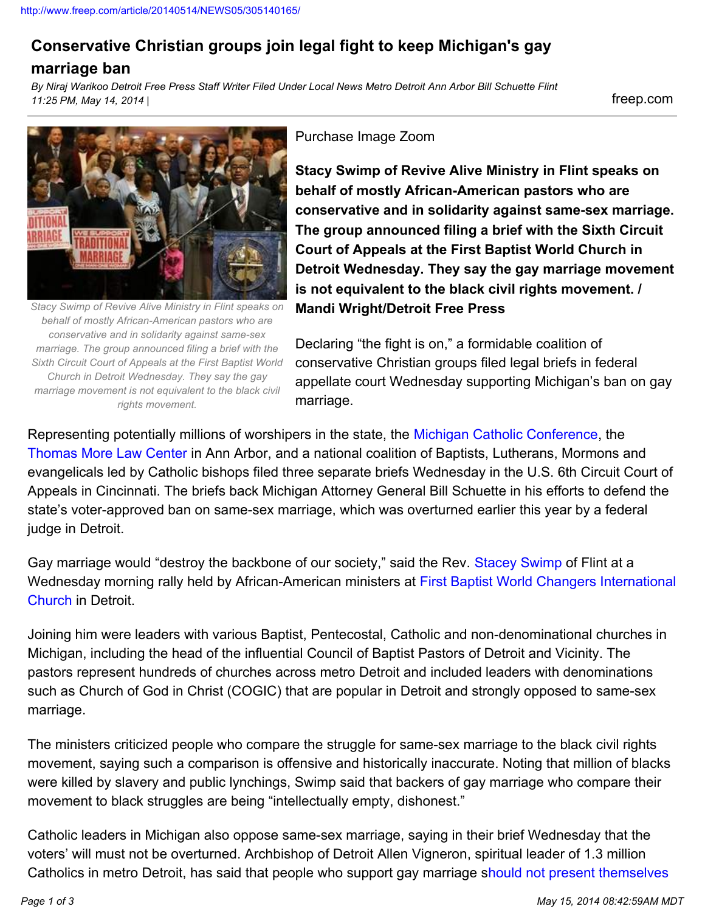http://www.freep.com/article/20140514/NEWS05/305140165/

# Conservative Christian groups join legal fight to keep Michigan's gay marriage ban

*By Niraj Warikoo Detroit Free Press Staff Writer Filed Under Local News Metro Detroit Ann Arbor Bill Schuette Flint 11:25 PM, May 14, 2014 |*

freep.com

*Stacy Swimp of Revive Alive Ministry in Flint speaks on behalf of mostly African-American pastors who are conservative and in solidarity against same-sex marriage. The group announced filing a brief with the Sixth Circuit Court of Appeals at the First Baptist World Church in Detroit Wednesday. They say the gay marriage movement is not equivalent to the black civil rights movement.*

Purchase Image Zoom

**Stacy Swimp of Revive Alive Ministry in Flint speaks on behalf of mostly African-American pastors who are conservative and in solidarity against same-sex marriage. The group announced filing a brief with the Sixth Circuit Court of Appeals at the First Baptist World Church in Detroit Wednesday. They say the gay marriage movement is not equivalent to the black civil rights movement. / Mandi Wright/Detroit Free Press**

Declaring "the fight is on," a formidable coalition of conservative Christian groups filed legal briefs in federal appellate court Wednesday supporting Michigan's ban on gay marriage.

Representing potentially millions of worshipers in the state, the Michigan Catholic Conference, the Thomas More Law Center in Ann Arbor, and a national coalition of Baptists, Lutherans, Mormons and evangelicals led by Catholic bishops filed three separate briefs Wednesday in the U.S. 6th Circuit Court of Appeals in Cincinnati. The briefs back Michigan Attorney General Bill Schuette in his efforts to defend the state's voter-approved ban on same-sex marriage, which was overturned earlier this year by a federal judge in Detroit.

Gay marriage would "destroy the backbone of our society," said the Rev. Stacey Swimp of Flint at a Wednesday morning rally held by African-American ministers at First Baptist World Changers International Church in Detroit.

Joining him were leaders with various Baptist, Pentecostal, Catholic and non-denominational churches in Michigan, including the head of the influential Council of Baptist Pastors of Detroit and Vicinity. The pastors represent hundreds of churches across metro Detroit and included leaders with denominations such as Church of God in Christ (COGIC) that are popular in Detroit and strongly opposed to same-sex marriage.

The ministers criticized people who compare the struggle for same-sex marriage to the black civil rights movement, saying such a comparison is offensive and historically inaccurate. Noting that million of blacks were killed by slavery and public lynchings, Swimp said that backers of gay marriage who compare their movement to black struggles are being "intellectually empty, dishonest."

Catholic leaders in Michigan also oppose same-sex marriage, saying in their brief Wednesday that the voters' will must not be overturned. Archbishop of Detroit Allen Vigneron, spiritual leader of 1.3 million Catholics in metro Detroit, has said that people who support gay marriage should not present themselves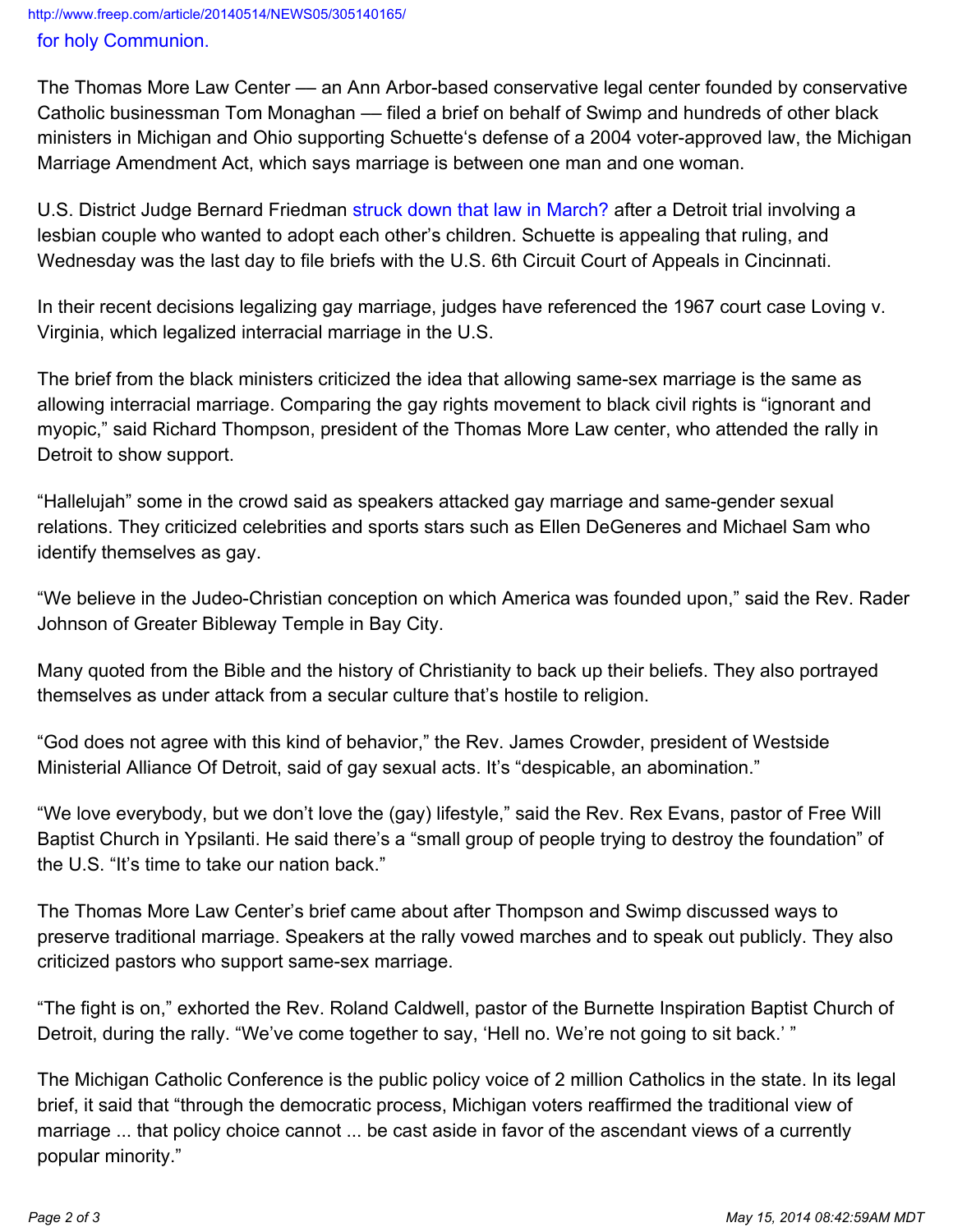for holy Communion.

The Thomas More Law Center — an Ann Arbor-based conservative legal center founded by conservative Catholic businessman Tom Monaghan — filed a brief on behalf of Swimp and hundreds of other black ministers in Michigan and Ohio supporting Schuette's defense of a 2004 voter-approved law, the Michigan Marriage Amendment Act, which says marriage is between one man and one woman.

U.S. District Judge Bernard Friedman struck down that law in March? after a Detroit trial involving a lesbian couple who wanted to adopt each other's children. Schuette is appealing that ruling, and Wednesday was the last day to file briefs with the U.S. 6th Circuit Court of Appeals in Cincinnati.

In their recent decisions legalizing gay marriage, judges have referenced the 1967 court case Loving v. Virginia, which legalized interracial marriage in the U.S.

The brief from the black ministers criticized the idea that allowing same-sex marriage is the same as allowing interracial marriage. Comparing the gay rights movement to black civil rights is "ignorant and myopic," said Richard Thompson, president of the Thomas More Law center, who attended the rally in Detroit to show support.

"Hallelujah" some in the crowd said as speakers attacked gay marriage and same-gender sexual relations. They criticized celebrities and sports stars such as Ellen DeGeneres and Michael Sam who identify themselves as gay.

"We believe in the Judeo-Christian conception on which America was founded upon," said the Rev. Rader Johnson of Greater Bibleway Temple in Bay City.

Many quoted from the Bible and the history of Christianity to back up their beliefs. They also portrayed themselves as under attack from a secular culture that's hostile to religion.

"God does not agree with this kind of behavior," the Rev. James Crowder, president of Westside Ministerial Alliance Of Detroit, said of gay sexual acts. It's "despicable, an abomination."

"We love everybody, but we don't love the (gay) lifestyle," said the Rev. Rex Evans, pastor of Free Will Baptist Church in Ypsilanti. He said there's a "small group of people trying to destroy the foundation" of the U.S. "It's time to take our nation back."

The Thomas More Law Center's brief came about after Thompson and Swimp discussed ways to preserve traditional marriage. Speakers at the rally vowed marches and to speak out publicly. They also criticized pastors who support same-sex marriage.

"The fight is on," exhorted the Rev. Roland Caldwell, pastor of the Burnette Inspiration Baptist Church of Detroit, during the rally. "We've come together to say, 'Hell no. We're not going to sit back.' "

The Michigan Catholic Conference is the public policy voice of 2 million Catholics in the state. In its legal brief, it said that "through the democratic process, Michigan voters reaffirmed the traditional view of marriage ... that policy choice cannot ... be cast aside in favor of the ascendant views of a currently popular minority."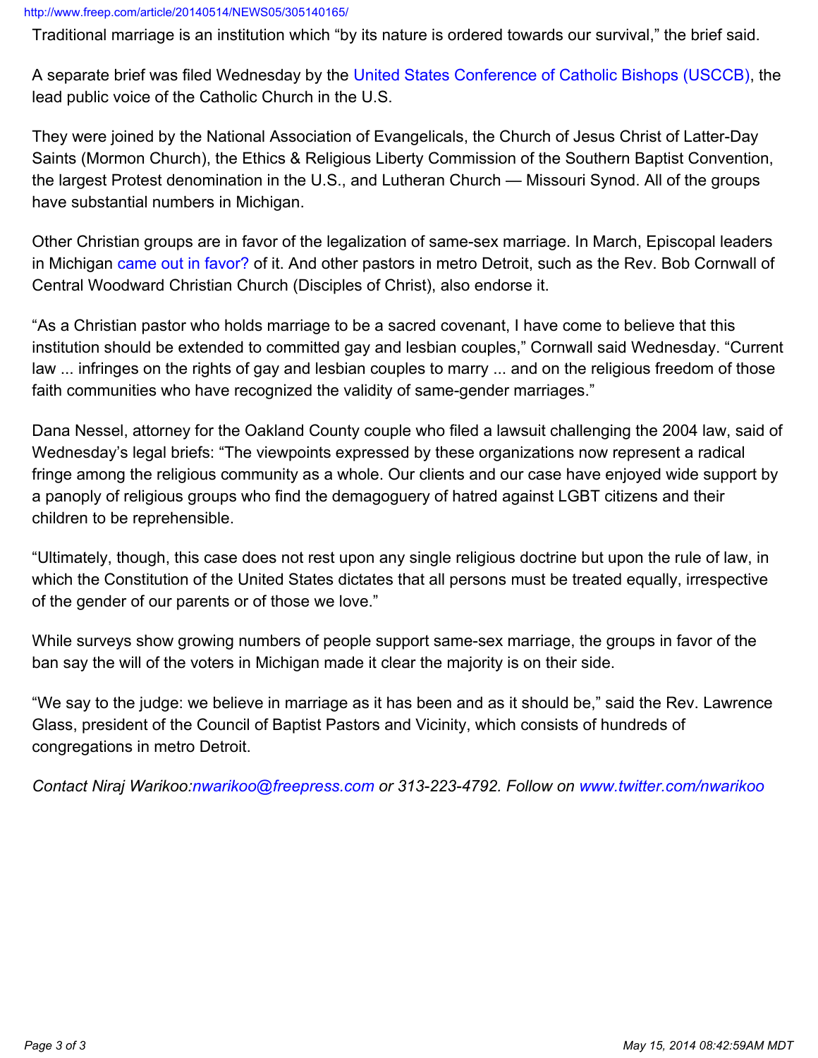Traditional marriage is an institution which “by its nature is ordered towards our survival,” the brief said.

A separate brief was filed Wednesday by the United States Conference of Catholic Bishops (USCCB), the lead public voice of the Catholic Church in the U.S.

They were joined by the National Association of Evangelicals, the Church of Jesus Christ of Latter-Day Saints (Mormon Church), the Ethics & Religious Liberty Commission of the Southern Baptist Convention, the largest Protest denomination in the U.S., and Lutheran Church — Missouri Synod. All of the groups have substantial numbers in Michigan.

Other Christian groups are in favor of the legalization of same-sex marriage. In March, Episcopal leaders in Michigan came out in favor? of it. And other pastors in metro Detroit, such as the Rev. Bob Cornwall of Central Woodward Christian Church (Disciples of Christ), also endorse it.

“As a Christian pastor who holds marriage to be a sacred covenant, I have come to believe that this institution should be extended to committed gay and lesbian couples,” Cornwall said Wednesday. “Current law ... infringes on the rights of gay and lesbian couples to marry ... and on the religious freedom of those faith communities who have recognized the validity of same-gender marriages.”

Dana Nessel, attorney for the Oakland County couple who filed a lawsuit challenging the 2004 law, said of Wednesday’s legal briefs: “The viewpoints expressed by these organizations now represent a radical fringe among the religious community as a whole. Our clients and our case have enjoyed wide support by a panoply of religious groups who find the demagoguery of hatred against LGBT citizens and their children to be reprehensible.

“Ultimately, though, this case does not rest upon any single religious doctrine but upon the rule of law, in which the Constitution of the United States dictates that all persons must be treated equally, irrespective of the gender of our parents or of those we love.”

While surveys show growing numbers of people support same-sex marriage, the groups in favor of the ban say the will of the voters in Michigan made it clear the majority is on their side.

“We say to the judge: we believe in marriage as it has been and as it should be,” said the Rev. Lawrence Glass, president of the Council of Baptist Pastors and Vicinity, which consists of hundreds of congregations in metro Detroit.

*Contact Niraj Warikoo:nwarikoo@freepress.com or 313-223-4792. Follow on www.twitter.com/nwarikoo*